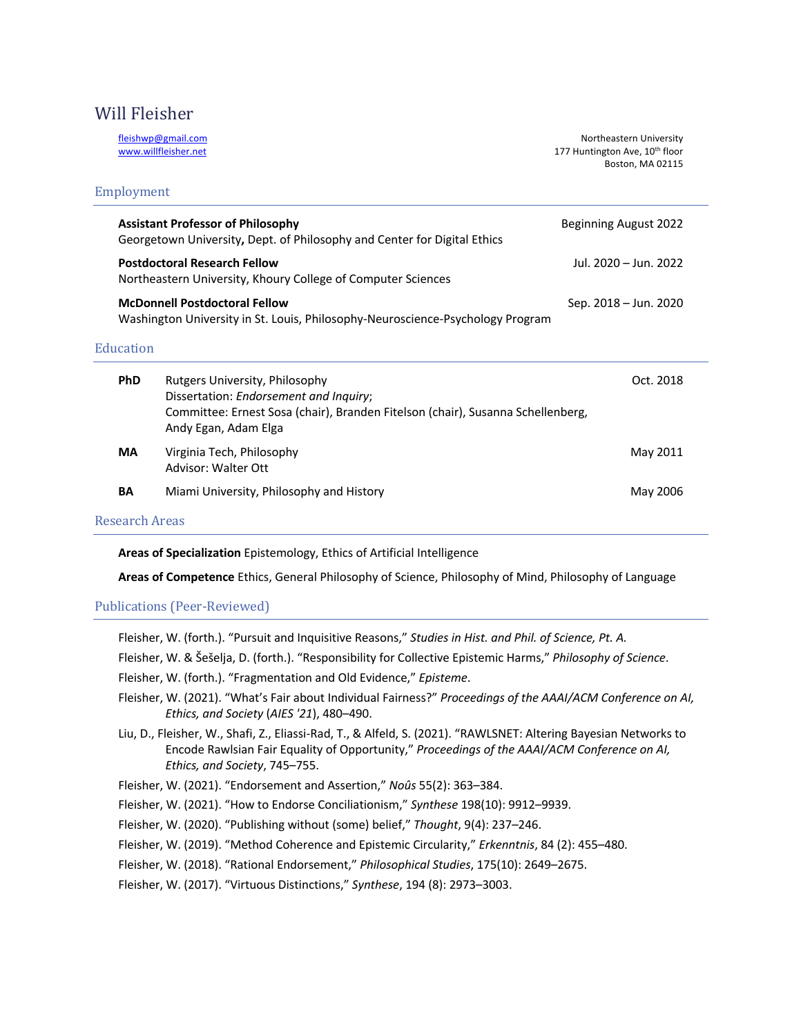# Will Fleisher

fleishwp@gmail.com
www.willfleisher.net

Northeastern University
177 Huntington Ave, 10th floor
Boston, MA 02115

## Employment

**Assistant Professor of Philosophy** — Beginning August 2022
Georgetown University**,** Dept. of Philosophy and Center for Digital Ethics

**Postdoctoral Research Fellow** — Jul. 2020 – Jun. 2022
Northeastern University, Khoury College of Computer Sciences

**McDonnell Postdoctoral Fellow** — Sep. 2018 – Jun. 2020
Washington University in St. Louis, Philosophy-Neuroscience-Psychology Program

## Education

**PhD** — Rutgers University, Philosophy — Oct. 2018
Dissertation: *Endorsement and Inquiry*;
Committee: Ernest Sosa (chair), Branden Fitelson (chair), Susanna Schellenberg, Andy Egan, Adam Elga

**MA** — Virginia Tech, Philosophy — May 2011
Advisor: Walter Ott

**BA** — Miami University, Philosophy and History — May 2006

## Research Areas

**Areas of Specialization** Epistemology, Ethics of Artificial Intelligence

**Areas of Competence** Ethics, General Philosophy of Science, Philosophy of Mind, Philosophy of Language

## Publications (Peer-Reviewed)

Fleisher, W. (forth.). "Pursuit and Inquisitive Reasons," *Studies in Hist. and Phil. of Science, Pt. A.*

Fleisher, W. & Šešelja, D. (forth.). "Responsibility for Collective Epistemic Harms," *Philosophy of Science*.

Fleisher, W. (forth.). "Fragmentation and Old Evidence," *Episteme*.

Fleisher, W. (2021). "What's Fair about Individual Fairness?" *Proceedings of the AAAI/ACM Conference on AI, Ethics, and Society* (*AIES '21*), 480–490.

Liu, D., Fleisher, W., Shafi, Z., Eliassi-Rad, T., & Alfeld, S. (2021). "RAWLSNET: Altering Bayesian Networks to Encode Rawlsian Fair Equality of Opportunity," *Proceedings of the AAAI/ACM Conference on AI, Ethics, and Society*, 745–755.

Fleisher, W. (2021). "Endorsement and Assertion," *Noûs* 55(2): 363–384.

Fleisher, W. (2021). "How to Endorse Conciliationism," *Synthese* 198(10): 9912–9939.

Fleisher, W. (2020). "Publishing without (some) belief," *Thought*, 9(4): 237–246.

Fleisher, W. (2019). "Method Coherence and Epistemic Circularity," *Erkenntnis*, 84 (2): 455–480.

Fleisher, W. (2018). "Rational Endorsement," *Philosophical Studies*, 175(10): 2649–2675.

Fleisher, W. (2017). "Virtuous Distinctions," *Synthese*, 194 (8): 2973–3003.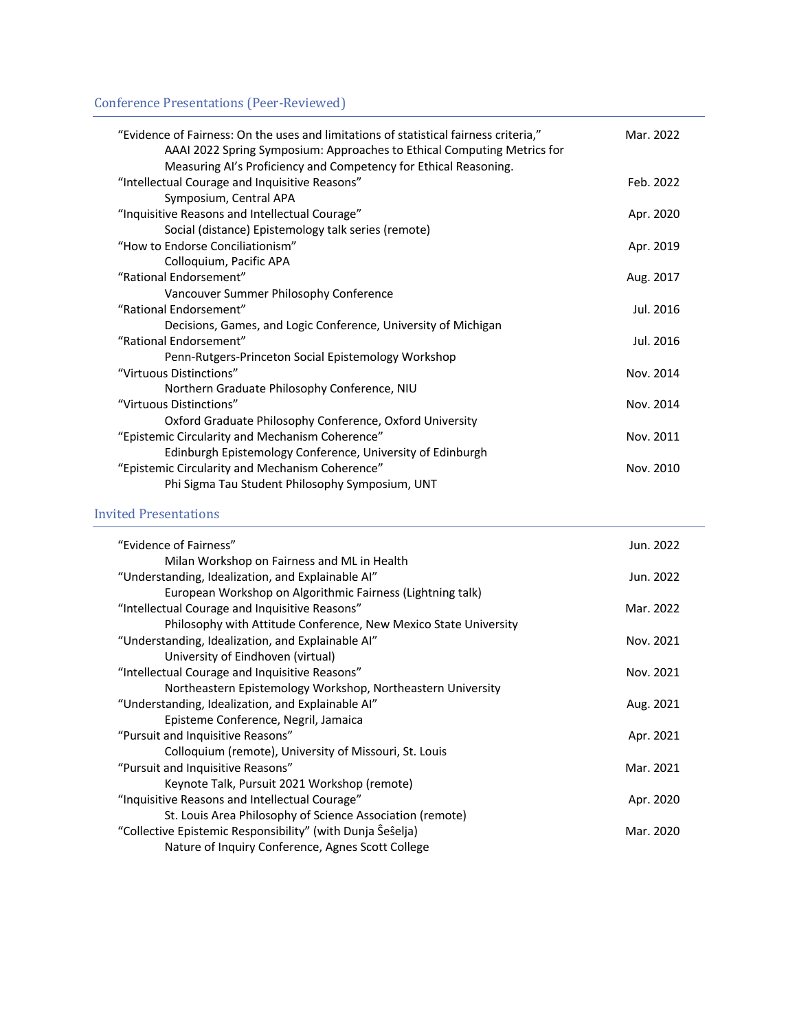## Conference Presentations (Peer-Reviewed)

“Evidence of Fairness: On the uses and limitations of statistical fairness criteria,” — Mar. 2022
AAAI 2022 Spring Symposium: Approaches to Ethical Computing Metrics for Measuring AI’s Proficiency and Competency for Ethical Reasoning.

“Intellectual Courage and Inquisitive Reasons” — Feb. 2022
Symposium, Central APA

“Inquisitive Reasons and Intellectual Courage” — Apr. 2020
Social (distance) Epistemology talk series (remote)

“How to Endorse Conciliationism” — Apr. 2019
Colloquium, Pacific APA

“Rational Endorsement” — Aug. 2017
Vancouver Summer Philosophy Conference

“Rational Endorsement” — Jul. 2016
Decisions, Games, and Logic Conference, University of Michigan

“Rational Endorsement” — Jul. 2016
Penn-Rutgers-Princeton Social Epistemology Workshop

“Virtuous Distinctions” — Nov. 2014
Northern Graduate Philosophy Conference, NIU

“Virtuous Distinctions” — Nov. 2014
Oxford Graduate Philosophy Conference, Oxford University

“Epistemic Circularity and Mechanism Coherence” — Nov. 2011
Edinburgh Epistemology Conference, University of Edinburgh

“Epistemic Circularity and Mechanism Coherence” — Nov. 2010
Phi Sigma Tau Student Philosophy Symposium, UNT

## Invited Presentations

“Evidence of Fairness” — Jun. 2022
Milan Workshop on Fairness and ML in Health

“Understanding, Idealization, and Explainable AI” — Jun. 2022
European Workshop on Algorithmic Fairness (Lightning talk)

“Intellectual Courage and Inquisitive Reasons” — Mar. 2022
Philosophy with Attitude Conference, New Mexico State University

“Understanding, Idealization, and Explainable AI” — Nov. 2021
University of Eindhoven (virtual)

“Intellectual Courage and Inquisitive Reasons” — Nov. 2021
Northeastern Epistemology Workshop, Northeastern University

“Understanding, Idealization, and Explainable AI” — Aug. 2021
Episteme Conference, Negril, Jamaica

“Pursuit and Inquisitive Reasons” — Apr. 2021
Colloquium (remote), University of Missouri, St. Louis

“Pursuit and Inquisitive Reasons” — Mar. 2021
Keynote Talk, Pursuit 2021 Workshop (remote)

“Inquisitive Reasons and Intellectual Courage” — Apr. 2020
St. Louis Area Philosophy of Science Association (remote)

“Collective Epistemic Responsibility” (with Dunja Ŝeŝelja) — Mar. 2020
Nature of Inquiry Conference, Agnes Scott College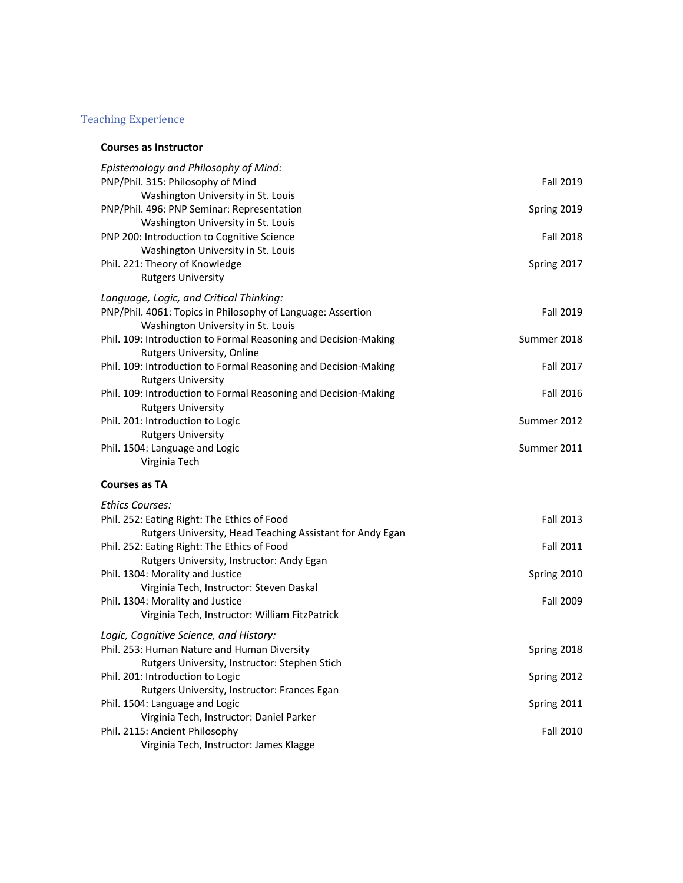## Teaching Experience

### Courses as Instructor

*Epistemology and Philosophy of Mind:*

PNP/Phil. 315: Philosophy of Mind — Fall 2019
    Washington University in St. Louis

PNP/Phil. 496: PNP Seminar: Representation — Spring 2019
    Washington University in St. Louis

PNP 200: Introduction to Cognitive Science — Fall 2018
    Washington University in St. Louis

Phil. 221: Theory of Knowledge — Spring 2017
    Rutgers University

*Language, Logic, and Critical Thinking:*

PNP/Phil. 4061: Topics in Philosophy of Language: Assertion — Fall 2019
    Washington University in St. Louis

Phil. 109: Introduction to Formal Reasoning and Decision-Making — Summer 2018
    Rutgers University, Online

Phil. 109: Introduction to Formal Reasoning and Decision-Making — Fall 2017
    Rutgers University

Phil. 109: Introduction to Formal Reasoning and Decision-Making — Fall 2016
    Rutgers University

Phil. 201: Introduction to Logic — Summer 2012
    Rutgers University

Phil. 1504: Language and Logic — Summer 2011
    Virginia Tech

### Courses as TA

*Ethics Courses:*

Phil. 252: Eating Right: The Ethics of Food — Fall 2013
    Rutgers University, Head Teaching Assistant for Andy Egan

Phil. 252: Eating Right: The Ethics of Food — Fall 2011
    Rutgers University, Instructor: Andy Egan

Phil. 1304: Morality and Justice — Spring 2010
    Virginia Tech, Instructor: Steven Daskal

Phil. 1304: Morality and Justice — Fall 2009
    Virginia Tech, Instructor: William FitzPatrick

*Logic, Cognitive Science, and History:*

Phil. 253: Human Nature and Human Diversity — Spring 2018
    Rutgers University, Instructor: Stephen Stich

Phil. 201: Introduction to Logic — Spring 2012
    Rutgers University, Instructor: Frances Egan

Phil. 1504: Language and Logic — Spring 2011
    Virginia Tech, Instructor: Daniel Parker

Phil. 2115: Ancient Philosophy — Fall 2010
    Virginia Tech, Instructor: James Klagge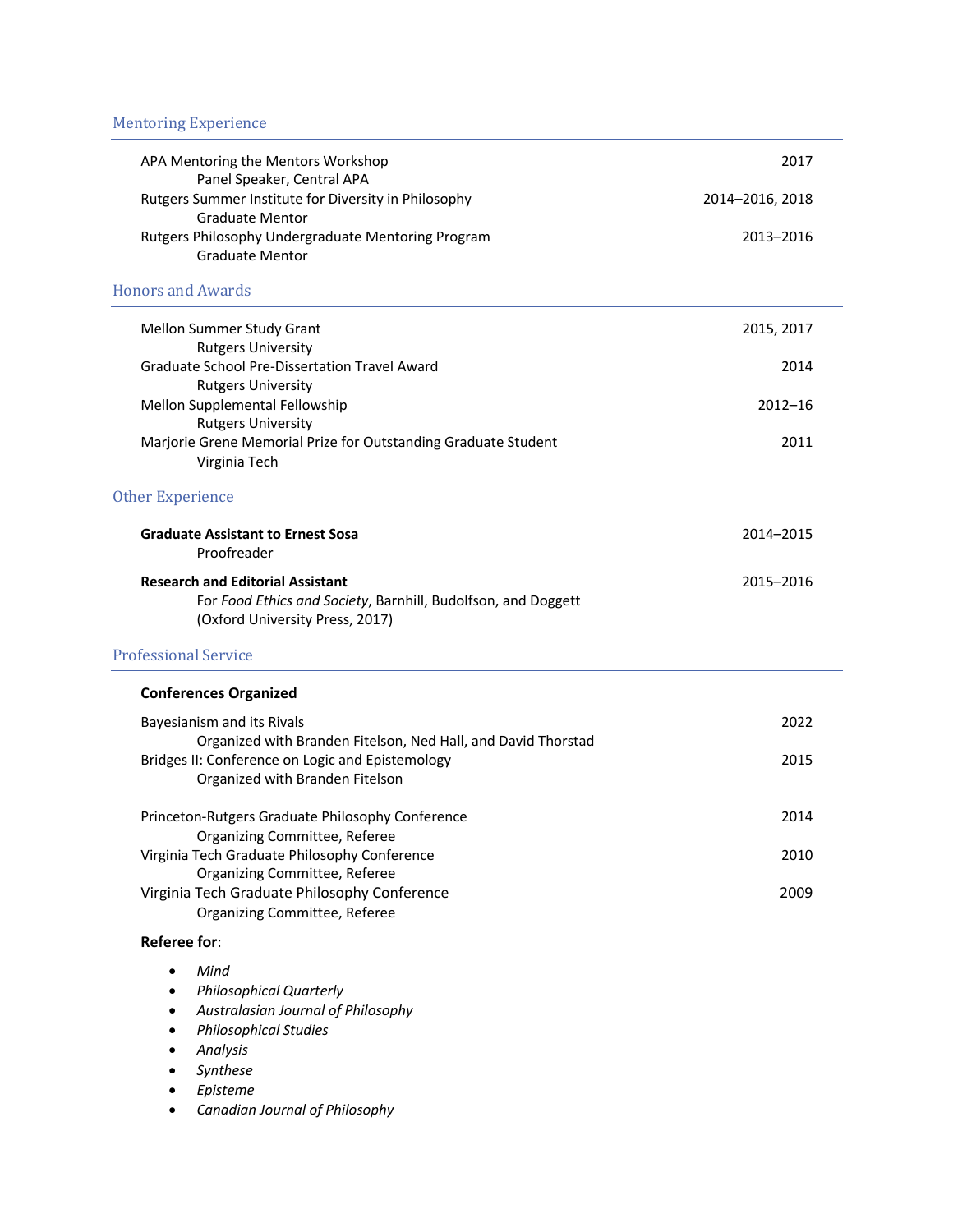## Mentoring Experience

APA Mentoring the Mentors Workshop — 2017
  Panel Speaker, Central APA

Rutgers Summer Institute for Diversity in Philosophy — 2014–2016, 2018
  Graduate Mentor

Rutgers Philosophy Undergraduate Mentoring Program — 2013–2016
  Graduate Mentor

## Honors and Awards

Mellon Summer Study Grant — 2015, 2017
  Rutgers University

Graduate School Pre-Dissertation Travel Award — 2014
  Rutgers University

Mellon Supplemental Fellowship — 2012–16
  Rutgers University

Marjorie Grene Memorial Prize for Outstanding Graduate Student — 2011
  Virginia Tech

## Other Experience

**Graduate Assistant to Ernest Sosa** — 2014–2015
  Proofreader

**Research and Editorial Assistant** — 2015–2016
  For *Food Ethics and Society*, Barnhill, Budolfson, and Doggett
  (Oxford University Press, 2017)

## Professional Service

**Conferences Organized**

Bayesianism and its Rivals — 2022
  Organized with Branden Fitelson, Ned Hall, and David Thorstad

Bridges II: Conference on Logic and Epistemology — 2015
  Organized with Branden Fitelson

Princeton-Rutgers Graduate Philosophy Conference — 2014
  Organizing Committee, Referee

Virginia Tech Graduate Philosophy Conference — 2010
  Organizing Committee, Referee

Virginia Tech Graduate Philosophy Conference — 2009
  Organizing Committee, Referee

**Referee for**:

- *Mind*
- *Philosophical Quarterly*
- *Australasian Journal of Philosophy*
- *Philosophical Studies*
- *Analysis*
- *Synthese*
- *Episteme*
- *Canadian Journal of Philosophy*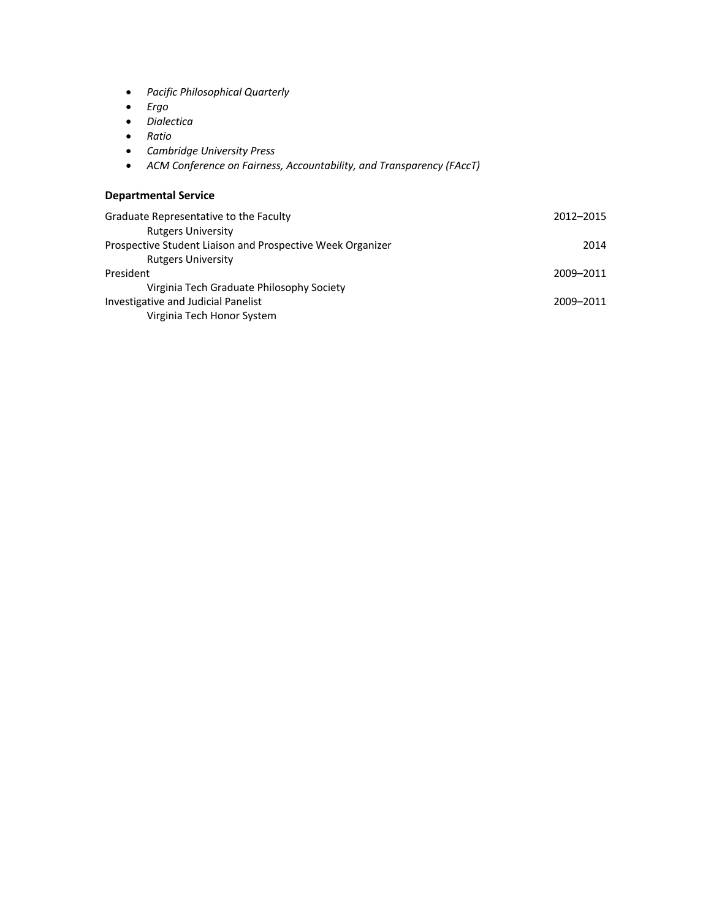- *Pacific Philosophical Quarterly*
- *Ergo*
- *Dialectica*
- *Ratio*
- *Cambridge University Press*
- *ACM Conference on Fairness, Accountability, and Transparency (FAccT)*

**Departmental Service**

Graduate Representative to the Faculty — 2012–2015
 Rutgers University

Prospective Student Liaison and Prospective Week Organizer — 2014
 Rutgers University

President — 2009–2011
 Virginia Tech Graduate Philosophy Society

Investigative and Judicial Panelist — 2009–2011
 Virginia Tech Honor System